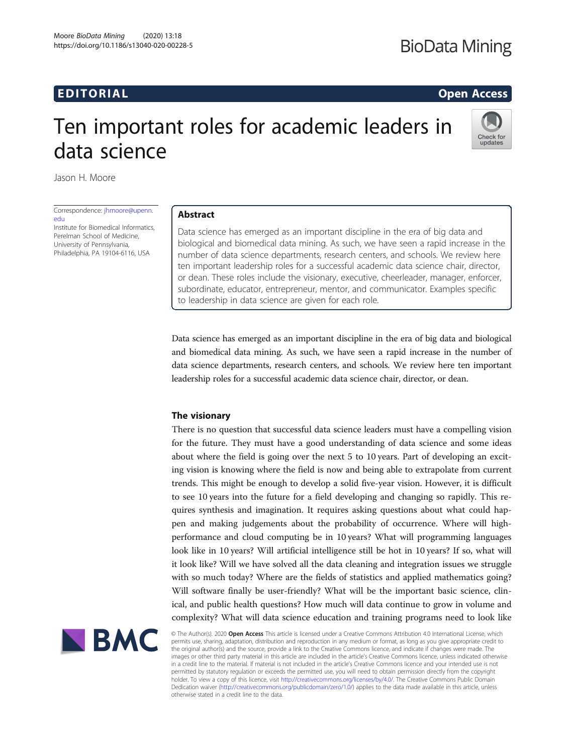EDITORIAL

Open Access

# Ten important roles for academic leaders in data science

Jason H. Moore

Correspondence: jhmoore@upenn.edu
Institute for Biomedical Informatics, Perelman School of Medicine, University of Pennsylvania, Philadelphia, PA 19104-6116, USA

## Abstract

Data science has emerged as an important discipline in the era of big data and biological and biomedical data mining. As such, we have seen a rapid increase in the number of data science departments, research centers, and schools. We review here ten important leadership roles for a successful academic data science chair, director, or dean. These roles include the visionary, executive, cheerleader, manager, enforcer, subordinate, educator, entrepreneur, mentor, and communicator. Examples specific to leadership in data science are given for each role.

Data science has emerged as an important discipline in the era of big data and biological and biomedical data mining. As such, we have seen a rapid increase in the number of data science departments, research centers, and schools. We review here ten important leadership roles for a successful academic data science chair, director, or dean.

### The visionary

There is no question that successful data science leaders must have a compelling vision for the future. They must have a good understanding of data science and some ideas about where the field is going over the next 5 to 10 years. Part of developing an exciting vision is knowing where the field is now and being able to extrapolate from current trends. This might be enough to develop a solid five-year vision. However, it is difficult to see 10 years into the future for a field developing and changing so rapidly. This requires synthesis and imagination. It requires asking questions about what could happen and making judgements about the probability of occurrence. Where will high-performance and cloud computing be in 10 years? What will programming languages look like in 10 years? Will artificial intelligence still be hot in 10 years? If so, what will it look like? Will we have solved all the data cleaning and integration issues we struggle with so much today? Where are the fields of statistics and applied mathematics going? Will software finally be user-friendly? What will be the important basic science, clinical, and public health questions? How much will data continue to grow in volume and complexity? What will data science education and training programs need to look like

© The Author(s). 2020 **Open Access** This article is licensed under a Creative Commons Attribution 4.0 International License, which permits use, sharing, adaptation, distribution and reproduction in any medium or format, as long as you give appropriate credit to the original author(s) and the source, provide a link to the Creative Commons licence, and indicate if changes were made. The images or other third party material in this article are included in the article's Creative Commons licence, unless indicated otherwise in a credit line to the material. If material is not included in the article's Creative Commons licence and your intended use is not permitted by statutory regulation or exceeds the permitted use, you will need to obtain permission directly from the copyright holder. To view a copy of this licence, visit http://creativecommons.org/licenses/by/4.0/. The Creative Commons Public Domain Dedication waiver (http://creativecommons.org/publicdomain/zero/1.0/) applies to the data made available in this article, unless otherwise stated in a credit line to the data.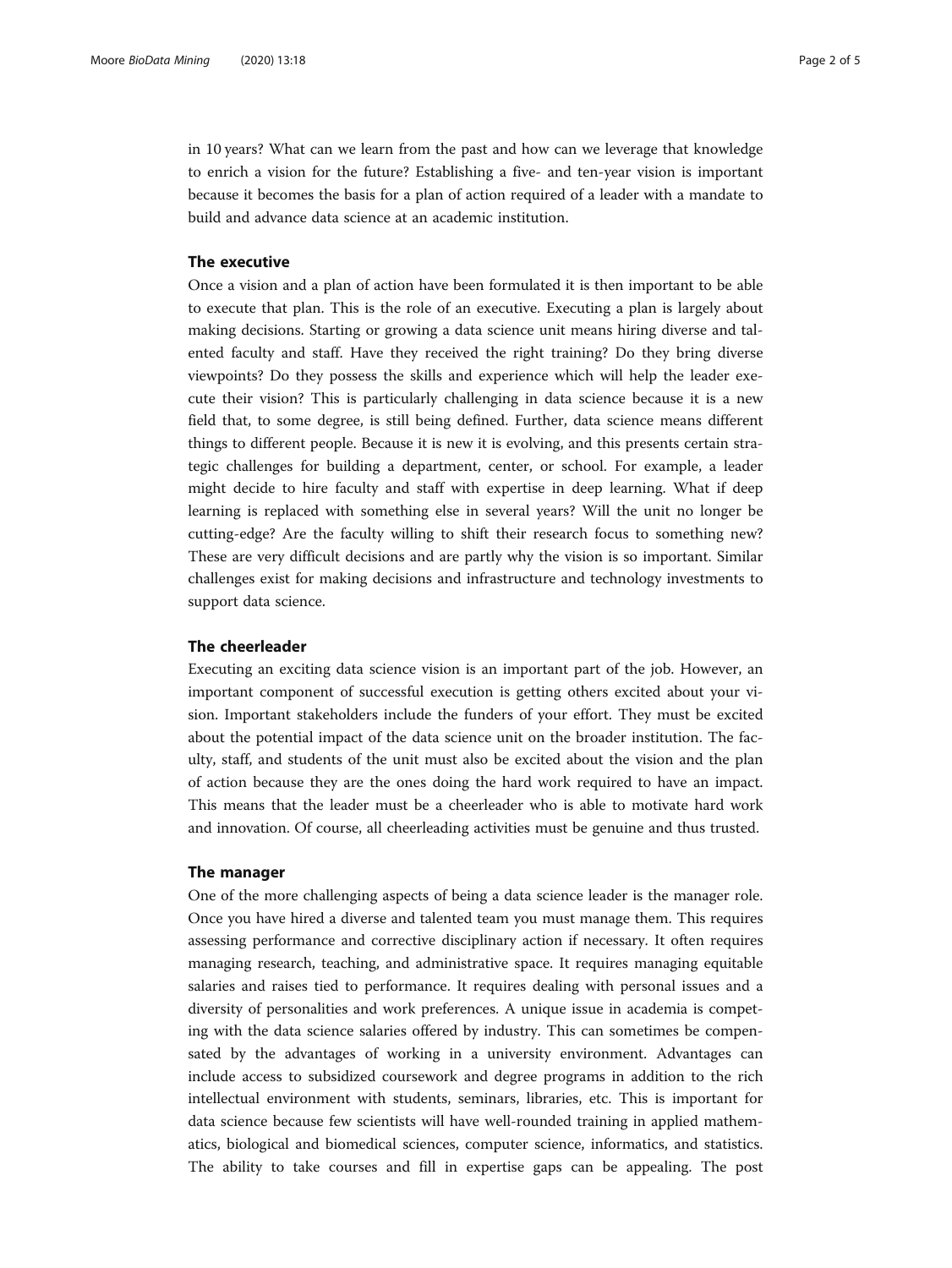in 10 years? What can we learn from the past and how can we leverage that knowledge to enrich a vision for the future? Establishing a five- and ten-year vision is important because it becomes the basis for a plan of action required of a leader with a mandate to build and advance data science at an academic institution.

### The executive

Once a vision and a plan of action have been formulated it is then important to be able to execute that plan. This is the role of an executive. Executing a plan is largely about making decisions. Starting or growing a data science unit means hiring diverse and talented faculty and staff. Have they received the right training? Do they bring diverse viewpoints? Do they possess the skills and experience which will help the leader execute their vision? This is particularly challenging in data science because it is a new field that, to some degree, is still being defined. Further, data science means different things to different people. Because it is new it is evolving, and this presents certain strategic challenges for building a department, center, or school. For example, a leader might decide to hire faculty and staff with expertise in deep learning. What if deep learning is replaced with something else in several years? Will the unit no longer be cutting-edge? Are the faculty willing to shift their research focus to something new? These are very difficult decisions and are partly why the vision is so important. Similar challenges exist for making decisions and infrastructure and technology investments to support data science.

### The cheerleader

Executing an exciting data science vision is an important part of the job. However, an important component of successful execution is getting others excited about your vision. Important stakeholders include the funders of your effort. They must be excited about the potential impact of the data science unit on the broader institution. The faculty, staff, and students of the unit must also be excited about the vision and the plan of action because they are the ones doing the hard work required to have an impact. This means that the leader must be a cheerleader who is able to motivate hard work and innovation. Of course, all cheerleading activities must be genuine and thus trusted.

### The manager

One of the more challenging aspects of being a data science leader is the manager role. Once you have hired a diverse and talented team you must manage them. This requires assessing performance and corrective disciplinary action if necessary. It often requires managing research, teaching, and administrative space. It requires managing equitable salaries and raises tied to performance. It requires dealing with personal issues and a diversity of personalities and work preferences. A unique issue in academia is competing with the data science salaries offered by industry. This can sometimes be compensated by the advantages of working in a university environment. Advantages can include access to subsidized coursework and degree programs in addition to the rich intellectual environment with students, seminars, libraries, etc. This is important for data science because few scientists will have well-rounded training in applied mathematics, biological and biomedical sciences, computer science, informatics, and statistics. The ability to take courses and fill in expertise gaps can be appealing. The post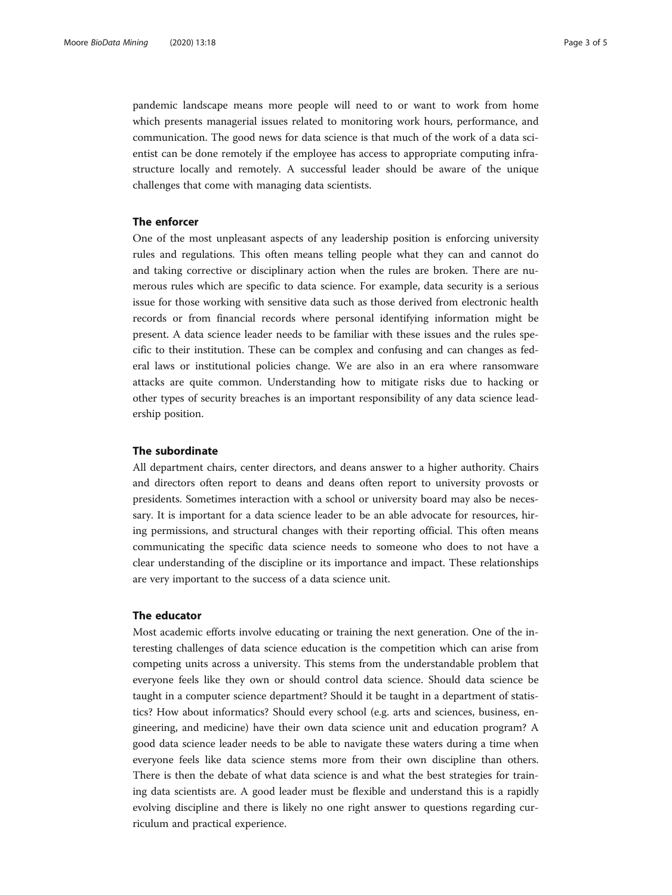pandemic landscape means more people will need to or want to work from home which presents managerial issues related to monitoring work hours, performance, and communication. The good news for data science is that much of the work of a data scientist can be done remotely if the employee has access to appropriate computing infrastructure locally and remotely. A successful leader should be aware of the unique challenges that come with managing data scientists.

## The enforcer

One of the most unpleasant aspects of any leadership position is enforcing university rules and regulations. This often means telling people what they can and cannot do and taking corrective or disciplinary action when the rules are broken. There are numerous rules which are specific to data science. For example, data security is a serious issue for those working with sensitive data such as those derived from electronic health records or from financial records where personal identifying information might be present. A data science leader needs to be familiar with these issues and the rules specific to their institution. These can be complex and confusing and can changes as federal laws or institutional policies change. We are also in an era where ransomware attacks are quite common. Understanding how to mitigate risks due to hacking or other types of security breaches is an important responsibility of any data science leadership position.

## The subordinate

All department chairs, center directors, and deans answer to a higher authority. Chairs and directors often report to deans and deans often report to university provosts or presidents. Sometimes interaction with a school or university board may also be necessary. It is important for a data science leader to be an able advocate for resources, hiring permissions, and structural changes with their reporting official. This often means communicating the specific data science needs to someone who does to not have a clear understanding of the discipline or its importance and impact. These relationships are very important to the success of a data science unit.

## The educator

Most academic efforts involve educating or training the next generation. One of the interesting challenges of data science education is the competition which can arise from competing units across a university. This stems from the understandable problem that everyone feels like they own or should control data science. Should data science be taught in a computer science department? Should it be taught in a department of statistics? How about informatics? Should every school (e.g. arts and sciences, business, engineering, and medicine) have their own data science unit and education program? A good data science leader needs to be able to navigate these waters during a time when everyone feels like data science stems more from their own discipline than others. There is then the debate of what data science is and what the best strategies for training data scientists are. A good leader must be flexible and understand this is a rapidly evolving discipline and there is likely no one right answer to questions regarding curriculum and practical experience.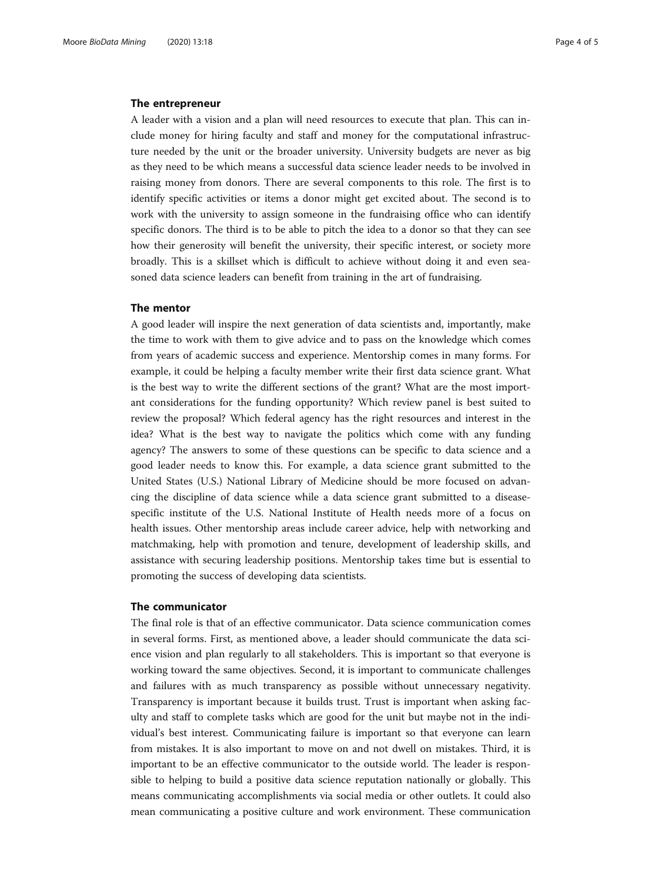### The entrepreneur

A leader with a vision and a plan will need resources to execute that plan. This can include money for hiring faculty and staff and money for the computational infrastructure needed by the unit or the broader university. University budgets are never as big as they need to be which means a successful data science leader needs to be involved in raising money from donors. There are several components to this role. The first is to identify specific activities or items a donor might get excited about. The second is to work with the university to assign someone in the fundraising office who can identify specific donors. The third is to be able to pitch the idea to a donor so that they can see how their generosity will benefit the university, their specific interest, or society more broadly. This is a skillset which is difficult to achieve without doing it and even seasoned data science leaders can benefit from training in the art of fundraising.

### The mentor

A good leader will inspire the next generation of data scientists and, importantly, make the time to work with them to give advice and to pass on the knowledge which comes from years of academic success and experience. Mentorship comes in many forms. For example, it could be helping a faculty member write their first data science grant. What is the best way to write the different sections of the grant? What are the most important considerations for the funding opportunity? Which review panel is best suited to review the proposal? Which federal agency has the right resources and interest in the idea? What is the best way to navigate the politics which come with any funding agency? The answers to some of these questions can be specific to data science and a good leader needs to know this. For example, a data science grant submitted to the United States (U.S.) National Library of Medicine should be more focused on advancing the discipline of data science while a data science grant submitted to a disease-specific institute of the U.S. National Institute of Health needs more of a focus on health issues. Other mentorship areas include career advice, help with networking and matchmaking, help with promotion and tenure, development of leadership skills, and assistance with securing leadership positions. Mentorship takes time but is essential to promoting the success of developing data scientists.

### The communicator

The final role is that of an effective communicator. Data science communication comes in several forms. First, as mentioned above, a leader should communicate the data science vision and plan regularly to all stakeholders. This is important so that everyone is working toward the same objectives. Second, it is important to communicate challenges and failures with as much transparency as possible without unnecessary negativity. Transparency is important because it builds trust. Trust is important when asking faculty and staff to complete tasks which are good for the unit but maybe not in the individual's best interest. Communicating failure is important so that everyone can learn from mistakes. It is also important to move on and not dwell on mistakes. Third, it is important to be an effective communicator to the outside world. The leader is responsible to helping to build a positive data science reputation nationally or globally. This means communicating accomplishments via social media or other outlets. It could also mean communicating a positive culture and work environment. These communication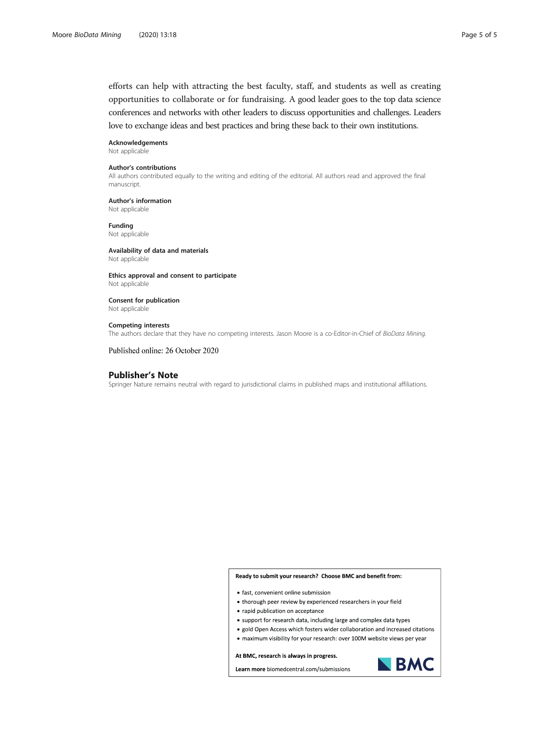efforts can help with attracting the best faculty, staff, and students as well as creating opportunities to collaborate or for fundraising. A good leader goes to the top data science conferences and networks with other leaders to discuss opportunities and challenges. Leaders love to exchange ideas and best practices and bring these back to their own institutions.

**Acknowledgements**
Not applicable

**Author's contributions**
All authors contributed equally to the writing and editing of the editorial. All authors read and approved the final manuscript.

**Author's information**
Not applicable

**Funding**
Not applicable

**Availability of data and materials**
Not applicable

**Ethics approval and consent to participate**
Not applicable

**Consent for publication**
Not applicable

**Competing interests**
The authors declare that they have no competing interests. Jason Moore is a co-Editor-in-Chief of *BioData Mining*.

Published online: 26 October 2020

## Publisher's Note

Springer Nature remains neutral with regard to jurisdictional claims in published maps and institutional affiliations.

**Ready to submit your research? Choose BMC and benefit from:**

- fast, convenient online submission
- thorough peer review by experienced researchers in your field
- rapid publication on acceptance
- support for research data, including large and complex data types
- gold Open Access which fosters wider collaboration and increased citations
- maximum visibility for your research: over 100M website views per year

**At BMC, research is always in progress.**

**Learn more** biomedcentral.com/submissions

BMC